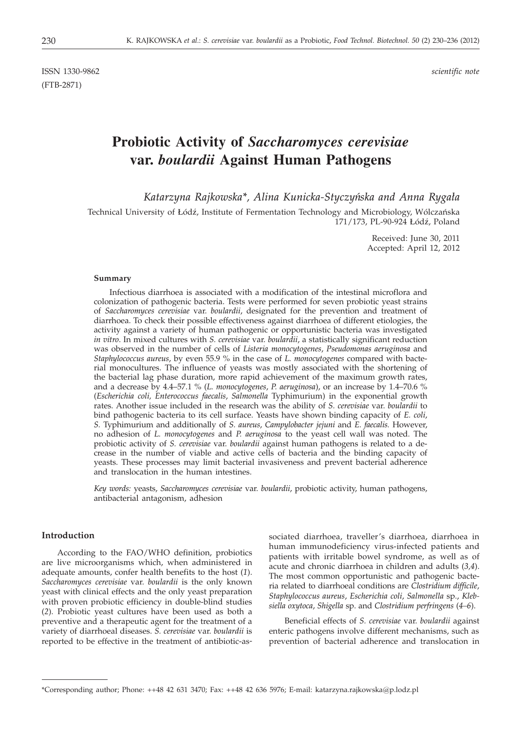ISSN 1330-9862 *scientific note*
(FTB-2871)

# Probiotic Activity of *Saccharomyces cerevisiae* var. *boulardii* Against Human Pathogens

*Katarzyna Rajkowska\*, Alina Kunicka-Styczyńska and Anna Rygała*

Technical University of Łódź, Institute of Fermentation Technology and Microbiology, Wólczańska 171/173, PL-90-924 Łódź, Poland

Received: June 30, 2011
Accepted: April 12, 2012

### Summary

Infectious diarrhoea is associated with a modification of the intestinal microflora and colonization of pathogenic bacteria. Tests were performed for seven probiotic yeast strains of *Saccharomyces cerevisiae* var. *boulardii*, designated for the prevention and treatment of diarrhoea. To check their possible effectiveness against diarrhoea of different etiologies, the activity against a variety of human pathogenic or opportunistic bacteria was investigated *in vitro*. In mixed cultures with *S. cerevisiae* var. *boulardii*, a statistically significant reduction was observed in the number of cells of *Listeria monocytogenes*, *Pseudomonas aeruginosa* and *Staphylococcus aureus*, by even 55.9 % in the case of *L. monocytogenes* compared with bacterial monocultures. The influence of yeasts was mostly associated with the shortening of the bacterial lag phase duration, more rapid achievement of the maximum growth rates, and a decrease by 4.4–57.1 % (*L. monocytogenes*, *P. aeruginosa*), or an increase by 1.4–70.6 % (*Escherichia coli, Enterococcus faecalis*, *Salmonella* Typhimurium) in the exponential growth rates. Another issue included in the research was the ability of *S. cerevisiae* var. *boulardii* to bind pathogenic bacteria to its cell surface. Yeasts have shown binding capacity of *E. coli*, *S.* Typhimurium and additionally of *S. aureus*, *Campylobacter jejuni* and *E. faecalis.* However, no adhesion of *L. monocytogenes* and *P. aeruginosa* to the yeast cell wall was noted. The probiotic activity of *S. cerevisiae* var. *boulardii* against human pathogens is related to a decrease in the number of viable and active cells of bacteria and the binding capacity of yeasts. These processes may limit bacterial invasiveness and prevent bacterial adherence and translocation in the human intestines.

*Key words:* yeasts, *Saccharomyces cerevisiae* var. *boulardii*, probiotic activity, human pathogens, antibacterial antagonism, adhesion

### Introduction

According to the FAO/WHO definition, probiotics are live microorganisms which, when administered in adequate amounts, confer health benefits to the host (*1*). *Saccharomyces cerevisiae* var. *boulardii* is the only known yeast with clinical effects and the only yeast preparation with proven probiotic efficiency in double-blind studies (*2*). Probiotic yeast cultures have been used as both a preventive and a therapeutic agent for the treatment of a variety of diarrhoeal diseases. *S. cerevisiae* var. *boulardii* is reported to be effective in the treatment of antibiotic-associated diarrhoea, traveller's diarrhoea, diarrhoea in human immunodeficiency virus-infected patients and patients with irritable bowel syndrome, as well as of acute and chronic diarrhoea in children and adults (*3,4*). The most common opportunistic and pathogenic bacteria related to diarrhoeal conditions are *Clostridium difficile*, *Staphylococcus aureus*, *Escherichia coli*, *Salmonella* sp., *Klebsiella oxytoca*, *Shigella* sp. and *Clostridium perfringens* (*4–6*).

Beneficial effects of *S. cerevisiae* var. *boulardii* against enteric pathogens involve different mechanisms, such as prevention of bacterial adherence and translocation in

\*Corresponding author; Phone: ++48 42 631 3470; Fax: ++48 42 636 5976; E-mail: katarzyna.rajkowska@p.lodz.pl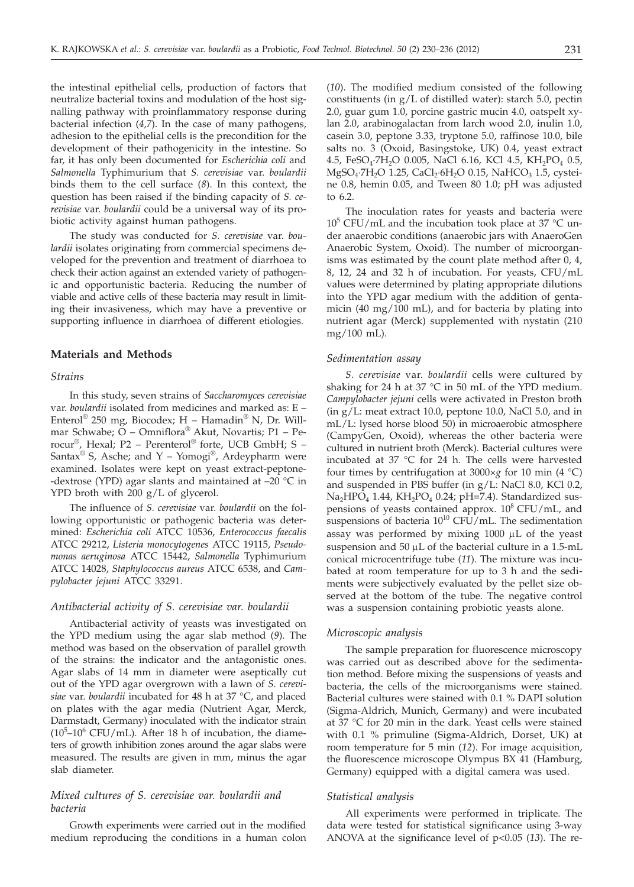the intestinal epithelial cells, production of factors that neutralize bacterial toxins and modulation of the host signalling pathway with proinflammatory response during bacterial infection (*4,7*). In the case of many pathogens, adhesion to the epithelial cells is the precondition for the development of their pathogenicity in the intestine. So far, it has only been documented for *Escherichia coli* and *Salmonella* Typhimurium that *S. cerevisiae* var. *boulardii* binds them to the cell surface (*8*). In this context, the question has been raised if the binding capacity of *S. cerevisiae* var. *boulardii* could be a universal way of its probiotic activity against human pathogens.

The study was conducted for *S. cerevisiae* var. *boulardii* isolates originating from commercial specimens developed for the prevention and treatment of diarrhoea to check their action against an extended variety of pathogenic and opportunistic bacteria. Reducing the number of viable and active cells of these bacteria may result in limiting their invasiveness, which may have a preventive or supporting influence in diarrhoea of different etiologies.

## Materials and Methods

### Strains

In this study, seven strains of *Saccharomyces cerevisiae* var. *boulardii* isolated from medicines and marked as: E – Enterol® 250 mg, Biocodex; H – Hamadin® N, Dr. Willmar Schwabe; O – Omniflora® Akut, Novartis; P1 – Perocur®, Hexal; P2 – Perenterol® forte, UCB GmbH; S – Santax® S, Asche; and Y – Yomogi®, Ardeypharm were examined. Isolates were kept on yeast extract-peptone-dextrose (YPD) agar slants and maintained at –20 °C in YPD broth with 200 g/L of glycerol.

The influence of *S. cerevisiae* var. *boulardii* on the following opportunistic or pathogenic bacteria was determined: *Escherichia coli* ATCC 10536, *Enterococcus faecalis* ATCC 29212, *Listeria monocytogenes* ATCC 19115, *Pseudomonas aeruginosa* ATCC 15442, *Salmonella* Typhimurium ATCC 14028, *Staphylococcus aureus* ATCC 6538, and *Campylobacter jejuni* ATCC 33291.

### Antibacterial activity of S. cerevisiae var. boulardii

Antibacterial activity of yeasts was investigated on the YPD medium using the agar slab method (*9*). The method was based on the observation of parallel growth of the strains: the indicator and the antagonistic ones. Agar slabs of 14 mm in diameter were aseptically cut out of the YPD agar overgrown with a lawn of *S. cerevisiae* var. *boulardii* incubated for 48 h at 37 °C, and placed on plates with the agar media (Nutrient Agar, Merck, Darmstadt, Germany) inoculated with the indicator strain ($10^5$–$10^6$ CFU/mL). After 18 h of incubation, the diameters of growth inhibition zones around the agar slabs were measured. The results are given in mm, minus the agar slab diameter.

### Mixed cultures of S. cerevisiae var. boulardii and bacteria

Growth experiments were carried out in the modified medium reproducing the conditions in a human colon (*10*). The modified medium consisted of the following constituents (in g/L of distilled water): starch 5.0, pectin 2.0, guar gum 1.0, porcine gastric mucin 4.0, oatspelt xylan 2.0, arabinogalactan from larch wood 2.0, inulin 1.0, casein 3.0, peptone 3.33, tryptone 5.0, raffinose 10.0, bile salts no. 3 (Oxoid, Basingstoke, UK) 0.4, yeast extract 4.5, $FeSO_4{\cdot}7H_2O$ 0.005, NaCl 6.16, KCl 4.5, $KH_2PO_4$ 0.5, $MgSO_4{\cdot}7H_2O$ 1.25, $CaCl_2{\cdot}6H_2O$ 0.15, $NaHCO_3$ 1.5, cysteine 0.8, hemin 0.05, and Tween 80 1.0; pH was adjusted to 6.2.

The inoculation rates for yeasts and bacteria were $10^5$ CFU/mL and the incubation took place at 37 °C under anaerobic conditions (anaerobic jars with AnaeroGen Anaerobic System, Oxoid). The number of microorganisms was estimated by the count plate method after 0, 4, 8, 12, 24 and 32 h of incubation. For yeasts, CFU/mL values were determined by plating appropriate dilutions into the YPD agar medium with the addition of gentamicin (40 mg/100 mL), and for bacteria by plating into nutrient agar (Merck) supplemented with nystatin (210 mg/100 mL).

### Sedimentation assay

*S. cerevisiae* var. *boulardii* cells were cultured by shaking for 24 h at 37 °C in 50 mL of the YPD medium. *Campylobacter jejuni* cells were activated in Preston broth (in g/L: meat extract 10.0, peptone 10.0, NaCl 5.0, and in mL/L: lysed horse blood 50) in microaerobic atmosphere (CampyGen, Oxoid), whereas the other bacteria were cultured in nutrient broth (Merck). Bacterial cultures were incubated at 37 °C for 24 h. The cells were harvested four times by centrifugation at 3000×*g* for 10 min (4 °C) and suspended in PBS buffer (in g/L: NaCl 8.0, KCl 0.2, $Na_2HPO_4$ 1.44, $KH_2PO_4$ 0.24; pH=7.4). Standardized suspensions of yeasts contained approx. $10^8$ CFU/mL, and suspensions of bacteria $10^{10}$ CFU/mL. The sedimentation assay was performed by mixing 1000 μL of the yeast suspension and 50 μL of the bacterial culture in a 1.5-mL conical microcentrifuge tube (*11*). The mixture was incubated at room temperature for up to 3 h and the sediments were subjectively evaluated by the pellet size observed at the bottom of the tube. The negative control was a suspension containing probiotic yeasts alone.

### Microscopic analysis

The sample preparation for fluorescence microscopy was carried out as described above for the sedimentation method. Before mixing the suspensions of yeasts and bacteria, the cells of the microorganisms were stained. Bacterial cultures were stained with 0.1 % DAPI solution (Sigma-Aldrich, Munich, Germany) and were incubated at 37 °C for 20 min in the dark. Yeast cells were stained with 0.1 % primuline (Sigma-Aldrich, Dorset, UK) at room temperature for 5 min (*12*). For image acquisition, the fluorescence microscope Olympus BX 41 (Hamburg, Germany) equipped with a digital camera was used.

### Statistical analysis

All experiments were performed in triplicate. The data were tested for statistical significance using 3-way ANOVA at the significance level of $p<0.05$ (*13*). The re-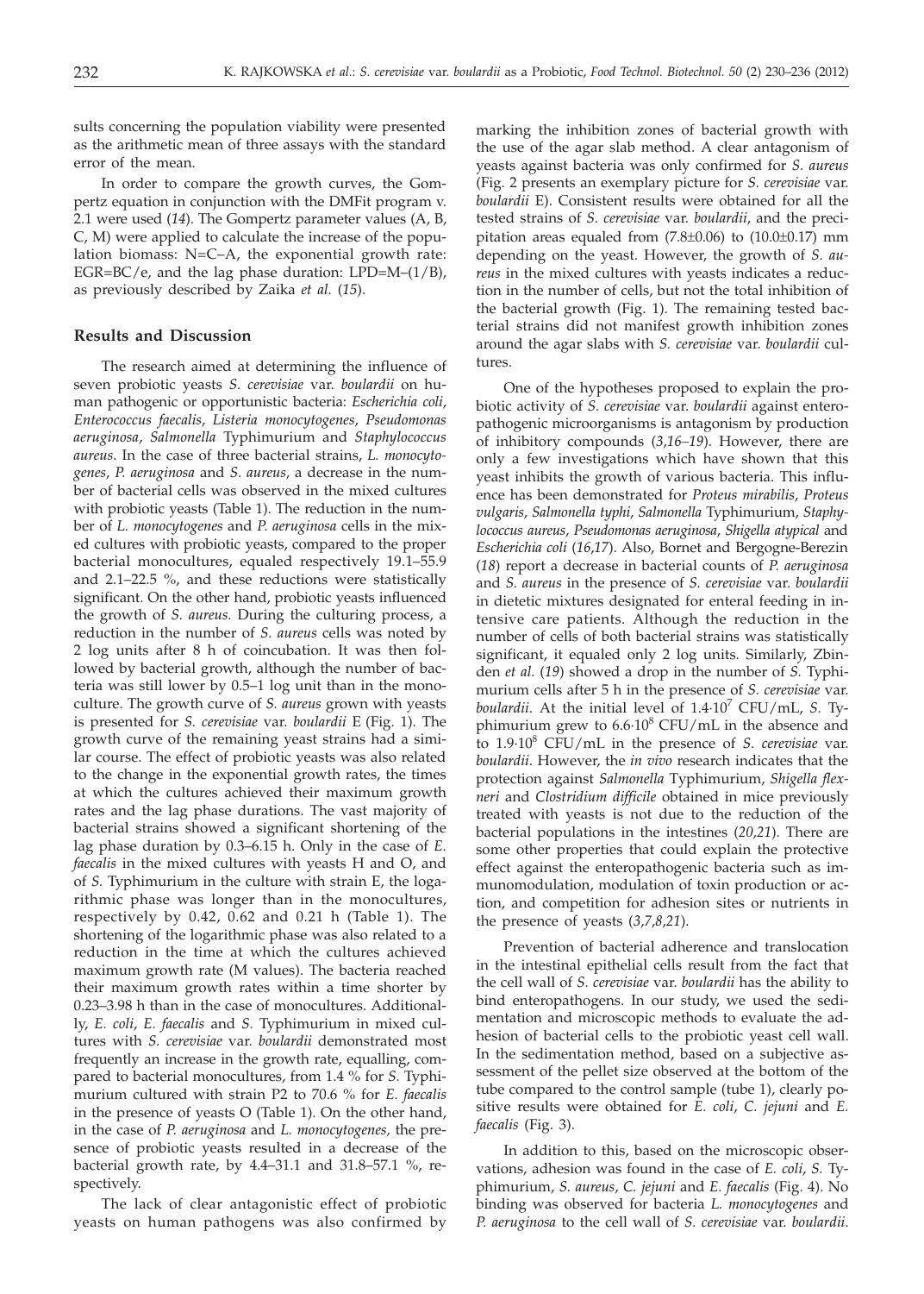sults concerning the population viability were presented as the arithmetic mean of three assays with the standard error of the mean.

In order to compare the growth curves, the Gompertz equation in conjunction with the DMFit program v. 2.1 were used (*14*). The Gompertz parameter values (A, B, C, M) were applied to calculate the increase of the population biomass: N=C–A, the exponential growth rate: EGR=BC/e, and the lag phase duration: LPD=M–(1/B), as previously described by Zaika *et al.* (*15*).

## Results and Discussion

The research aimed at determining the influence of seven probiotic yeasts *S. cerevisiae* var. *boulardii* on human pathogenic or opportunistic bacteria: *Escherichia coli*, *Enterococcus faecalis*, *Listeria monocytogenes*, *Pseudomonas aeruginosa*, *Salmonella* Typhimurium and *Staphylococcus aureus*. In the case of three bacterial strains, *L. monocytogenes*, *P. aeruginosa* and *S. aureus*, a decrease in the number of bacterial cells was observed in the mixed cultures with probiotic yeasts (Table 1). The reduction in the number of *L. monocytogenes* and *P. aeruginosa* cells in the mixed cultures with probiotic yeasts, compared to the proper bacterial monocultures, equaled respectively 19.1–55.9 and 2.1–22.5 %, and these reductions were statistically significant. On the other hand, probiotic yeasts influenced the growth of *S. aureus.* During the culturing process, a reduction in the number of *S. aureus* cells was noted by 2 log units after 8 h of coincubation. It was then followed by bacterial growth, although the number of bacteria was still lower by 0.5–1 log unit than in the monoculture. The growth curve of *S. aureus* grown with yeasts is presented for *S. cerevisiae* var. *boulardii* E (Fig. 1). The growth curve of the remaining yeast strains had a similar course. The effect of probiotic yeasts was also related to the change in the exponential growth rates, the times at which the cultures achieved their maximum growth rates and the lag phase durations. The vast majority of bacterial strains showed a significant shortening of the lag phase duration by 0.3–6.15 h. Only in the case of *E. faecalis* in the mixed cultures with yeasts H and O, and of *S.* Typhimurium in the culture with strain E, the logarithmic phase was longer than in the monocultures, respectively by 0.42, 0.62 and 0.21 h (Table 1). The shortening of the logarithmic phase was also related to a reduction in the time at which the cultures achieved maximum growth rate (M values). The bacteria reached their maximum growth rates within a time shorter by 0.23–3.98 h than in the case of monocultures. Additionally, *E. coli*, *E. faecalis* and *S.* Typhimurium in mixed cultures with *S. cerevisiae* var. *boulardii* demonstrated most frequently an increase in the growth rate, equalling, compared to bacterial monocultures, from 1.4 % for *S.* Typhimurium cultured with strain P2 to 70.6 % for *E. faecalis* in the presence of yeasts O (Table 1). On the other hand, in the case of *P. aeruginosa* and *L. monocytogenes*, the presence of probiotic yeasts resulted in a decrease of the bacterial growth rate, by 4.4–31.1 and 31.8–57.1 %, respectively.

The lack of clear antagonistic effect of probiotic yeasts on human pathogens was also confirmed by marking the inhibition zones of bacterial growth with the use of the agar slab method. A clear antagonism of yeasts against bacteria was only confirmed for *S. aureus* (Fig. 2 presents an exemplary picture for *S. cerevisiae* var. *boulardii* E). Consistent results were obtained for all the tested strains of *S. cerevisiae* var. *boulardii*, and the precipitation areas equaled from (7.8±0.06) to (10.0±0.17) mm depending on the yeast. However, the growth of *S. aureus* in the mixed cultures with yeasts indicates a reduction in the number of cells, but not the total inhibition of the bacterial growth (Fig. 1). The remaining tested bacterial strains did not manifest growth inhibition zones around the agar slabs with *S. cerevisiae* var. *boulardii* cultures.

One of the hypotheses proposed to explain the probiotic activity of *S. cerevisiae* var. *boulardii* against enteropathogenic microorganisms is antagonism by production of inhibitory compounds (*3,16–19*). However, there are only a few investigations which have shown that this yeast inhibits the growth of various bacteria. This influence has been demonstrated for *Proteus mirabilis*, *Proteus vulgaris*, *Salmonella typhi*, *Salmonella* Typhimurium, *Staphylococcus aureus*, *Pseudomonas aeruginosa*, *Shigella atypical* and *Escherichia coli* (*16,17*). Also, Bornet and Bergogne-Berezin (*18*) report a decrease in bacterial counts of *P. aeruginosa* and *S. aureus* in the presence of *S. cerevisiae* var. *boulardii* in dietetic mixtures designated for enteral feeding in intensive care patients. Although the reduction in the number of cells of both bacterial strains was statistically significant, it equaled only 2 log units. Similarly, Zbinden *et al.* (*19*) showed a drop in the number of *S.* Typhimurium cells after 5 h in the presence of *S. cerevisiae* var. *boulardii*. At the initial level of $1.4 \cdot 10^7$ CFU/mL, *S.* Typhimurium grew to $6.6 \cdot 10^8$ CFU/mL in the absence and to $1.9 \cdot 10^8$ CFU/mL in the presence of *S. cerevisiae* var. *boulardii*. However, the *in vivo* research indicates that the protection against *Salmonella* Typhimurium, *Shigella flexneri* and *Clostridium difficile* obtained in mice previously treated with yeasts is not due to the reduction of the bacterial populations in the intestines (*20,21*). There are some other properties that could explain the protective effect against the enteropathogenic bacteria such as immunomodulation, modulation of toxin production or action, and competition for adhesion sites or nutrients in the presence of yeasts (*3,7,8,21*).

Prevention of bacterial adherence and translocation in the intestinal epithelial cells result from the fact that the cell wall of *S. cerevisiae* var. *boulardii* has the ability to bind enteropathogens. In our study, we used the sedimentation and microscopic methods to evaluate the adhesion of bacterial cells to the probiotic yeast cell wall. In the sedimentation method, based on a subjective assessment of the pellet size observed at the bottom of the tube compared to the control sample (tube 1), clearly positive results were obtained for *E. coli*, *C. jejuni* and *E. faecalis* (Fig. 3).

In addition to this, based on the microscopic observations, adhesion was found in the case of *E. coli*, *S.* Typhimurium, *S. aureus*, *C. jejuni* and *E. faecalis* (Fig. 4). No binding was observed for bacteria *L. monocytogenes* and *P. aeruginosa* to the cell wall of *S. cerevisiae* var. *boulardii*.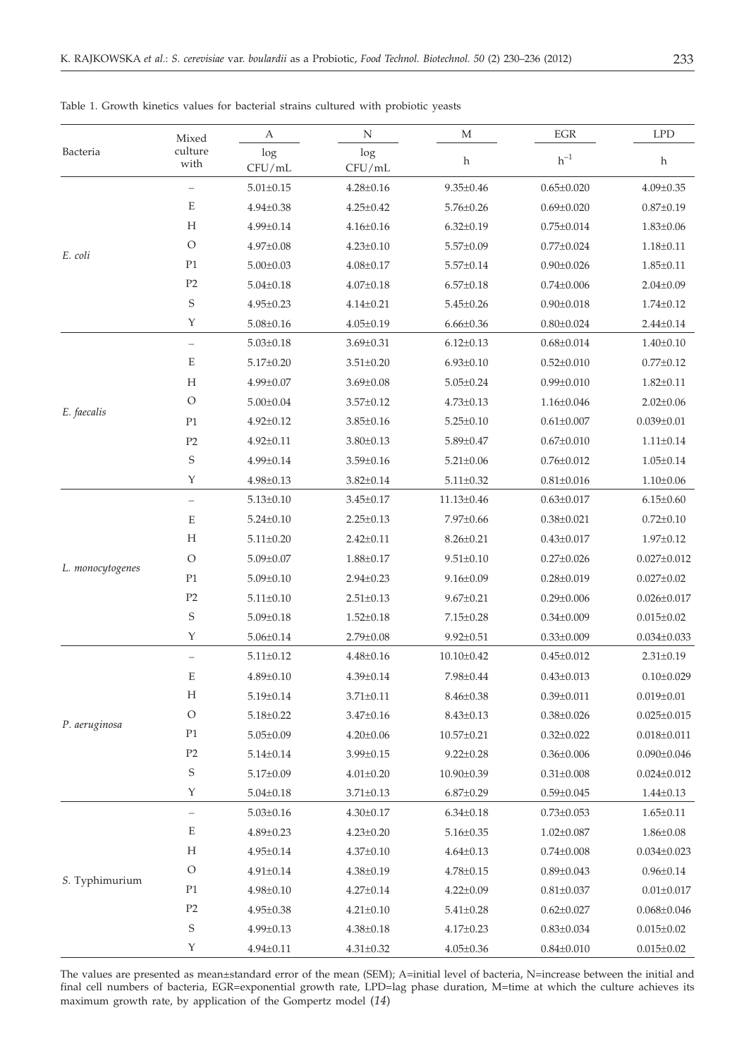Table 1. Growth kinetics values for bacterial strains cultured with probiotic yeasts

| Bacteria | Mixed culture with | A | N | M | EGR | LPD |
|---|---|---|---|---|---|---|
| | | log CFU/mL | log CFU/mL | h | $h^{-1}$ | h |
| *E. coli* | – | 5.01±0.15 | 4.28±0.16 | 9.35±0.46 | 0.65±0.020 | 4.09±0.35 |
| | E | 4.94±0.38 | 4.25±0.42 | 5.76±0.26 | 0.69±0.020 | 0.87±0.19 |
| | H | 4.99±0.14 | 4.16±0.16 | 6.32±0.19 | 0.75±0.014 | 1.83±0.06 |
| | O | 4.97±0.08 | 4.23±0.10 | 5.57±0.09 | 0.77±0.024 | 1.18±0.11 |
| | P1 | 5.00±0.03 | 4.08±0.17 | 5.57±0.14 | 0.90±0.026 | 1.85±0.11 |
| | P2 | 5.04±0.18 | 4.07±0.18 | 6.57±0.18 | 0.74±0.006 | 2.04±0.09 |
| | S | 4.95±0.23 | 4.14±0.21 | 5.45±0.26 | 0.90±0.018 | 1.74±0.12 |
| | Y | 5.08±0.16 | 4.05±0.19 | 6.66±0.36 | 0.80±0.024 | 2.44±0.14 |
| *E. faecalis* | – | 5.03±0.18 | 3.69±0.31 | 6.12±0.13 | 0.68±0.014 | 1.40±0.10 |
| | E | 5.17±0.20 | 3.51±0.20 | 6.93±0.10 | 0.52±0.010 | 0.77±0.12 |
| | H | 4.99±0.07 | 3.69±0.08 | 5.05±0.24 | 0.99±0.010 | 1.82±0.11 |
| | O | 5.00±0.04 | 3.57±0.12 | 4.73±0.13 | 1.16±0.046 | 2.02±0.06 |
| | P1 | 4.92±0.12 | 3.85±0.16 | 5.25±0.10 | 0.61±0.007 | 0.039±0.01 |
| | P2 | 4.92±0.11 | 3.80±0.13 | 5.89±0.47 | 0.67±0.010 | 1.11±0.14 |
| | S | 4.99±0.14 | 3.59±0.16 | 5.21±0.06 | 0.76±0.012 | 1.05±0.14 |
| | Y | 4.98±0.13 | 3.82±0.14 | 5.11±0.32 | 0.81±0.016 | 1.10±0.06 |
| *L. monocytogenes* | – | 5.13±0.10 | 3.45±0.17 | 11.13±0.46 | 0.63±0.017 | 6.15±0.60 |
| | E | 5.24±0.10 | 2.25±0.13 | 7.97±0.66 | 0.38±0.021 | 0.72±0.10 |
| | H | 5.11±0.20 | 2.42±0.11 | 8.26±0.21 | 0.43±0.017 | 1.97±0.12 |
| | O | 5.09±0.07 | 1.88±0.17 | 9.51±0.10 | 0.27±0.026 | 0.027±0.012 |
| | P1 | 5.09±0.10 | 2.94±0.23 | 9.16±0.09 | 0.28±0.019 | 0.027±0.02 |
| | P2 | 5.11±0.10 | 2.51±0.13 | 9.67±0.21 | 0.29±0.006 | 0.026±0.017 |
| | S | 5.09±0.18 | 1.52±0.18 | 7.15±0.28 | 0.34±0.009 | 0.015±0.02 |
| | Y | 5.06±0.14 | 2.79±0.08 | 9.92±0.51 | 0.33±0.009 | 0.034±0.033 |
| *P. aeruginosa* | – | 5.11±0.12 | 4.48±0.16 | 10.10±0.42 | 0.45±0.012 | 2.31±0.19 |
| | E | 4.89±0.10 | 4.39±0.14 | 7.98±0.44 | 0.43±0.013 | 0.10±0.029 |
| | H | 5.19±0.14 | 3.71±0.11 | 8.46±0.38 | 0.39±0.011 | 0.019±0.01 |
| | O | 5.18±0.22 | 3.47±0.16 | 8.43±0.13 | 0.38±0.026 | 0.025±0.015 |
| | P1 | 5.05±0.09 | 4.20±0.06 | 10.57±0.21 | 0.32±0.022 | 0.018±0.011 |
| | P2 | 5.14±0.14 | 3.99±0.15 | 9.22±0.28 | 0.36±0.006 | 0.090±0.046 |
| | S | 5.17±0.09 | 4.01±0.20 | 10.90±0.39 | 0.31±0.008 | 0.024±0.012 |
| | Y | 5.04±0.18 | 3.71±0.13 | 6.87±0.29 | 0.59±0.045 | 1.44±0.13 |
| *S.* Typhimurium | – | 5.03±0.16 | 4.30±0.17 | 6.34±0.18 | 0.73±0.053 | 1.65±0.11 |
| | E | 4.89±0.23 | 4.23±0.20 | 5.16±0.35 | 1.02±0.087 | 1.86±0.08 |
| | H | 4.95±0.14 | 4.37±0.10 | 4.64±0.13 | 0.74±0.008 | 0.034±0.023 |
| | O | 4.91±0.14 | 4.38±0.19 | 4.78±0.15 | 0.89±0.043 | 0.96±0.14 |
| | P1 | 4.98±0.10 | 4.27±0.14 | 4.22±0.09 | 0.81±0.037 | 0.01±0.017 |
| | P2 | 4.95±0.38 | 4.21±0.10 | 5.41±0.28 | 0.62±0.027 | 0.068±0.046 |
| | S | 4.99±0.13 | 4.38±0.18 | 4.17±0.23 | 0.83±0.034 | 0.015±0.02 |
| | Y | 4.94±0.11 | 4.31±0.32 | 4.05±0.36 | 0.84±0.010 | 0.015±0.02 |

The values are presented as mean±standard error of the mean (SEM); A=initial level of bacteria, N=increase between the initial and final cell numbers of bacteria, EGR=exponential growth rate, LPD=lag phase duration, M=time at which the culture achieves its maximum growth rate, by application of the Gompertz model (*14*)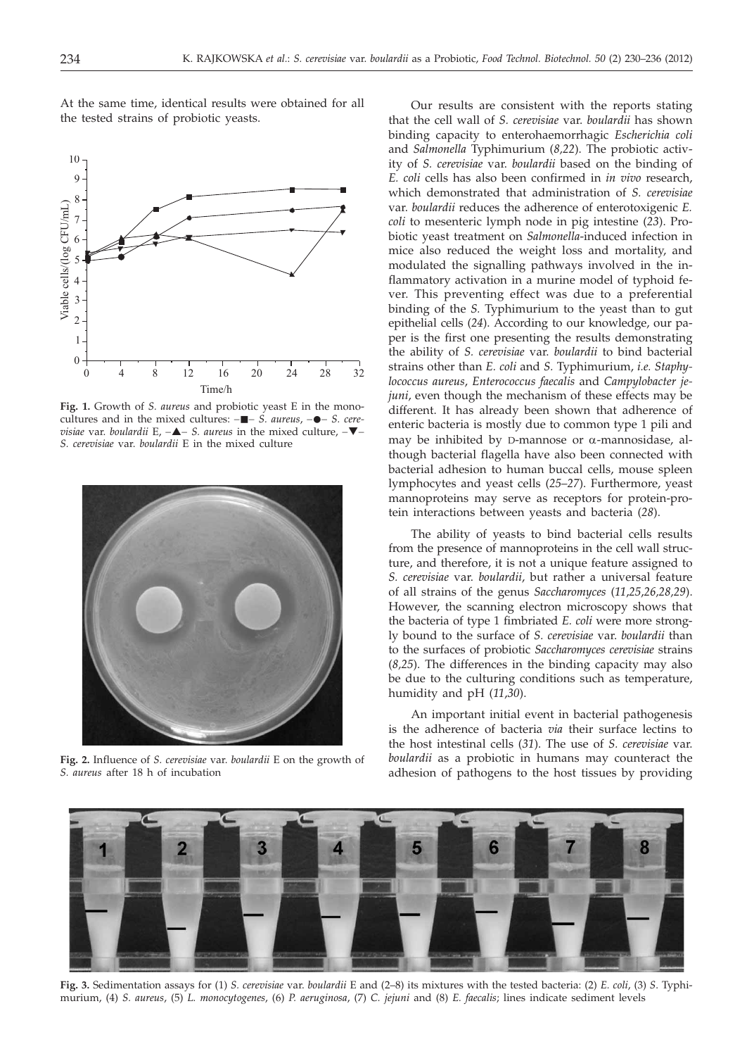At the same time, identical results were obtained for all the tested strains of probiotic yeasts.

**Fig. 1.** Growth of *S. aureus* and probiotic yeast E in the monocultures and in the mixed cultures: –■– *S. aureus*, –●– *S. cerevisiae* var. *boulardii* E, –▲– *S. aureus* in the mixed culture, –▼– *S. cerevisiae* var. *boulardii* E in the mixed culture

**Fig. 2.** Influence of *S. cerevisiae* var. *boulardii* E on the growth of *S. aureus* after 18 h of incubation

Our results are consistent with the reports stating that the cell wall of *S. cerevisiae* var. *boulardii* has shown binding capacity to enterohaemorrhagic *Escherichia coli* and *Salmonella* Typhimurium (*8,22*). The probiotic activity of *S. cerevisiae* var. *boulardii* based on the binding of *E. coli* cells has also been confirmed in *in vivo* research, which demonstrated that administration of *S. cerevisiae* var. *boulardii* reduces the adherence of enterotoxigenic *E. coli* to mesenteric lymph node in pig intestine (*23*). Probiotic yeast treatment on *Salmonella*-induced infection in mice also reduced the weight loss and mortality, and modulated the signalling pathways involved in the inflammatory activation in a murine model of typhoid fever. This preventing effect was due to a preferential binding of the *S.* Typhimurium to the yeast than to gut epithelial cells (*24*). According to our knowledge, our paper is the first one presenting the results demonstrating the ability of *S. cerevisiae* var. *boulardii* to bind bacterial strains other than *E. coli* and *S.* Typhimurium, *i.e. Staphylococcus aureus*, *Enterococcus faecalis* and *Campylobacter jejuni*, even though the mechanism of these effects may be different. It has already been shown that adherence of enteric bacteria is mostly due to common type 1 pili and may be inhibited by D-mannose or α-mannosidase, although bacterial flagella have also been connected with bacterial adhesion to human buccal cells, mouse spleen lymphocytes and yeast cells (*25–27*). Furthermore, yeast mannoproteins may serve as receptors for protein-protein interactions between yeasts and bacteria (*28*).

The ability of yeasts to bind bacterial cells results from the presence of mannoproteins in the cell wall structure, and therefore, it is not a unique feature assigned to *S. cerevisiae* var. *boulardii*, but rather a universal feature of all strains of the genus *Saccharomyces* (*11,25,26,28,29*). However, the scanning electron microscopy shows that the bacteria of type 1 fimbriated *E. coli* were more strongly bound to the surface of *S. cerevisiae* var. *boulardii* than to the surfaces of probiotic *Saccharomyces cerevisiae* strains (*8,25*). The differences in the binding capacity may also be due to the culturing conditions such as temperature, humidity and pH (*11,30*).

An important initial event in bacterial pathogenesis is the adherence of bacteria *via* their surface lectins to the host intestinal cells (*31*). The use of *S. cerevisiae* var. *boulardii* as a probiotic in humans may counteract the adhesion of pathogens to the host tissues by providing

**Fig. 3.** Sedimentation assays for (1) *S. cerevisiae* var. *boulardii* E and (2–8) its mixtures with the tested bacteria: (2) *E. coli*, (3) *S.* Typhimurium, (4) *S. aureus*, (5) *L. monocytogenes*, (6) *P. aeruginosa*, (7) *C. jejuni* and (8) *E. faecalis*; lines indicate sediment levels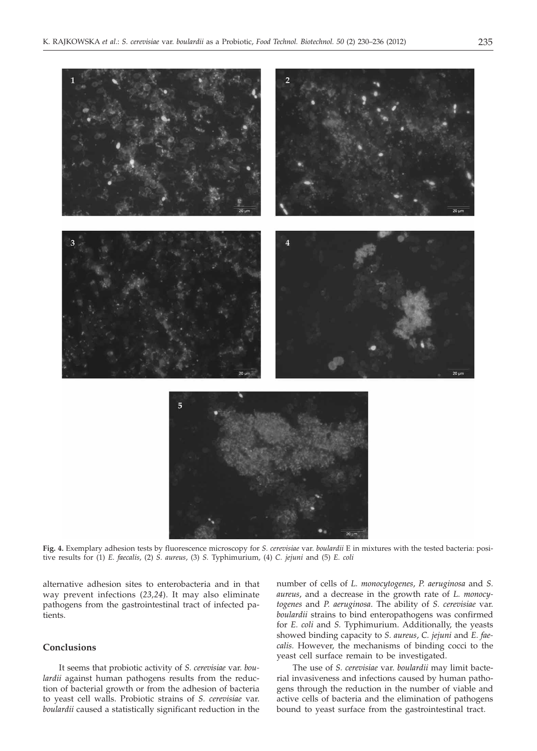**Fig. 4.** Exemplary adhesion tests by fluorescence microscopy for *S. cerevisiae* var. *boulardii* E in mixtures with the tested bacteria: positive results for (1) *E. faecalis*, (2) *S. aureus*, (3) *S.* Typhimurium, (4) *C. jejuni* and (5) *E. coli*

alternative adhesion sites to enterobacteria and in that way prevent infections (*23,24*). It may also eliminate pathogens from the gastrointestinal tract of infected patients.

## Conclusions

It seems that probiotic activity of *S. cerevisiae* var. *boulardii* against human pathogens results from the reduction of bacterial growth or from the adhesion of bacteria to yeast cell walls. Probiotic strains of *S. cerevisiae* var. *boulardii* caused a statistically significant reduction in the number of cells of *L. monocytogenes*, *P. aeruginosa* and *S. aureus*, and a decrease in the growth rate of *L. monocytogenes* and *P. aeruginosa*. The ability of *S. cerevisiae* var. *boulardii* strains to bind enteropathogens was confirmed for *E. coli* and *S.* Typhimurium. Additionally, the yeasts showed binding capacity to *S. aureus*, *C. jejuni* and *E. faecalis*. However, the mechanisms of binding cocci to the yeast cell surface remain to be investigated.

The use of *S. cerevisiae* var. *boulardii* may limit bacterial invasiveness and infections caused by human pathogens through the reduction in the number of viable and active cells of bacteria and the elimination of pathogens bound to yeast surface from the gastrointestinal tract.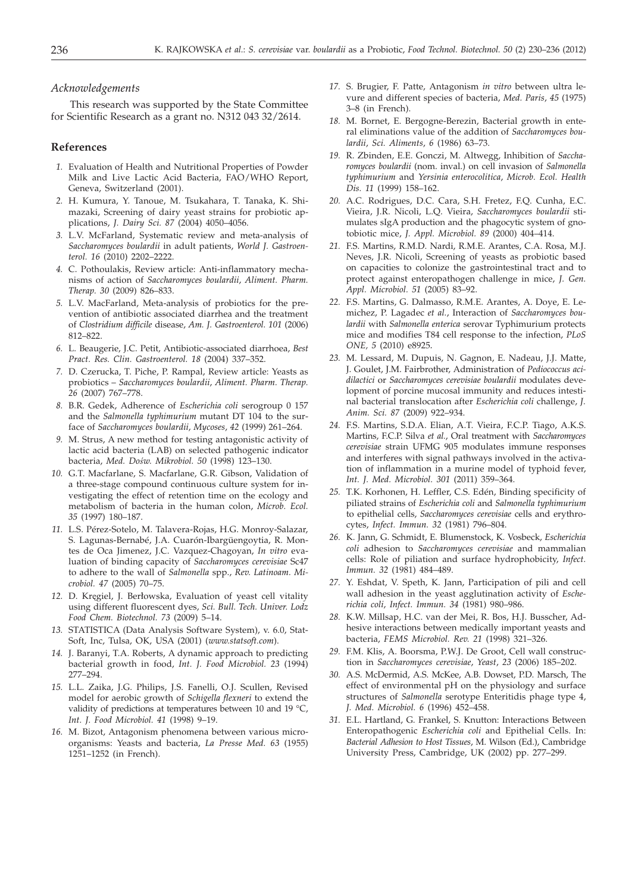## *Acknowledgements*

This research was supported by the State Committee for Scientific Research as a grant no. N312 043 32/2614.

## References

1. Evaluation of Health and Nutritional Properties of Powder Milk and Live Lactic Acid Bacteria, FAO/WHO Report, Geneva, Switzerland (2001).
2. H. Kumura, Y. Tanoue, M. Tsukahara, T. Tanaka, K. Shimazaki, Screening of dairy yeast strains for probiotic applications, *J. Dairy Sci. 87* (2004) 4050–4056.
3. L.V. McFarland, Systematic review and meta-analysis of *Saccharomyces boulardii* in adult patients, *World J. Gastroenterol. 16* (2010) 2202–2222.
4. C. Pothoulakis, Review article: Anti-inflammatory mechanisms of action of *Saccharomyces boulardii*, *Aliment. Pharm. Therap. 30* (2009) 826–833.
5. L.V. MacFarland, Meta-analysis of probiotics for the prevention of antibiotic associated diarrhea and the treatment of *Clostridium difficile* disease, *Am. J. Gastroenterol. 101* (2006) 812–822.
6. L. Beaugerie, J.C. Petit, Antibiotic-associated diarrhoea, *Best Pract. Res. Clin. Gastroenterol. 18* (2004) 337–352.
7. D. Czerucka, T. Piche, P. Rampal, Review article: Yeasts as probiotics – *Saccharomyces boulardii*, *Aliment. Pharm. Therap. 26* (2007) 767–778.
8. B.R. Gedek, Adherence of *Escherichia coli* serogroup 0 157 and the *Salmonella typhimurium* mutant DT 104 to the surface of *Saccharomyces boulardii*, *Mycoses*, *42* (1999) 261–264.
9. M. Strus, A new method for testing antagonistic activity of lactic acid bacteria (LAB) on selected pathogenic indicator bacteria, *Med. Dośw. Mikrobiol. 50* (1998) 123–130.
10. G.T. Macfarlane, S. Macfarlane, G.R. Gibson, Validation of a three-stage compound continuous culture system for investigating the effect of retention time on the ecology and metabolism of bacteria in the human colon, *Microb. Ecol. 35* (1997) 180–187.
11. L.S. Pérez-Sotelo, M. Talavera-Rojas, H.G. Monroy-Salazar, S. Lagunas-Bernabé, J.A. Cuarón-Ibargüengoytia, R. Montes de Oca Jimenez, J.C. Vazquez-Chagoyan, *In vitro* evaluation of binding capacity of *Saccharomyces cerevisiae* Sc47 to adhere to the wall of *Salmonella* spp., *Rev. Latinoam. Microbiol. 47* (2005) 70–75.
12. D. Kręgiel, J. Berłowska, Evaluation of yeast cell vitality using different fluorescent dyes, *Sci. Bull. Tech. Univer. Lodz Food Chem. Biotechnol. 73* (2009) 5–14.
13. STATISTICA (Data Analysis Software System), v. 6.0, StatSoft, Inc, Tulsa, OK, USA (2001) (*www.statsoft.com*).
14. J. Baranyi, T.A. Roberts, A dynamic approach to predicting bacterial growth in food, *Int. J. Food Microbiol. 23* (1994) 277–294.
15. L.L. Zaika, J.G. Philips, J.S. Fanelli, O.J. Scullen, Revised model for aerobic growth of *Schigella flexneri* to extend the validity of predictions at temperatures between 10 and 19 °C, *Int. J. Food Microbiol. 41* (1998) 9–19.
16. M. Bizot, Antagonism phenomena between various microorganisms: Yeasts and bacteria, *La Presse Med. 63* (1955) 1251–1252 (in French).
17. S. Brugier, F. Patte, Antagonism *in vitro* between ultra levure and different species of bacteria, *Med. Paris*, *45* (1975) 3–8 (in French).
18. M. Bornet, E. Bergogne-Berezin, Bacterial growth in enteral eliminations value of the addition of *Saccharomyces boulardii*, *Sci. Aliments*, *6* (1986) 63–73.
19. R. Zbinden, E.E. Gonczi, M. Altwegg, Inhibition of *Saccharomyces boulardii* (nom. inval.) on cell invasion of *Salmonella typhimurium* and *Yersinia enterocolitica*, *Microb. Ecol. Health Dis. 11* (1999) 158–162.
20. A.C. Rodrigues, D.C. Cara, S.H. Fretez, F.Q. Cunha, E.C. Vieira, J.R. Nicoli, L.Q. Vieira, *Saccharomyces boulardii* stimulates sIgA production and the phagocytic system of gnotobiotic mice, *J. Appl. Microbiol. 89* (2000) 404–414.
21. F.S. Martins, R.M.D. Nardi, R.M.E. Arantes, C.A. Rosa, M.J. Neves, J.R. Nicoli, Screening of yeasts as probiotic based on capacities to colonize the gastrointestinal tract and to protect against enteropathogen challenge in mice, *J. Gen. Appl. Microbiol. 51* (2005) 83–92.
22. F.S. Martins, G. Dalmasso, R.M.E. Arantes, A. Doye, E. Lemichez, P. Lagadec *et al.*, Interaction of *Saccharomyces boulardii* with *Salmonella enterica* serovar Typhimurium protects mice and modifies T84 cell response to the infection, *PLoS ONE*, *5* (2010) e8925.
23. M. Lessard, M. Dupuis, N. Gagnon, E. Nadeau, J.J. Matte, J. Goulet, J.M. Fairbrother, Administration of *Pediococcus acidilactici* or *Saccharomyces cerevisiae boulardii* modulates development of porcine mucosal immunity and reduces intestinal bacterial translocation after *Escherichia coli* challenge, *J. Anim. Sci. 87* (2009) 922–934.
24. F.S. Martins, S.D.A. Elian, A.T. Vieira, F.C.P. Tiago, A.K.S. Martins, F.C.P. Silva *et al.*, Oral treatment with *Saccharomyces cerevisiae* strain UFMG 905 modulates immune responses and interferes with signal pathways involved in the activation of inflammation in a murine model of typhoid fever, *Int. J. Med. Microbiol. 301* (2011) 359–364.
25. T.K. Korhonen, H. Leffler, C.S. Edén, Binding specificity of piliated strains of *Escherichia coli* and *Salmonella typhimurium* to epithelial cells, *Saccharomyces cerevisiae* cells and erythrocytes, *Infect. Immun. 32* (1981) 796–804.
26. K. Jann, G. Schmidt, E. Blumenstock, K. Vosbeck, *Escherichia coli* adhesion to *Saccharomyces cerevisiae* and mammalian cells: Role of piliation and surface hydrophobicity, *Infect. Immun. 32* (1981) 484–489.
27. Y. Eshdat, V. Speth, K. Jann, Participation of pili and cell wall adhesion in the yeast agglutination activity of *Escherichia coli*, *Infect. Immun. 34* (1981) 980–986.
28. K.W. Millsap, H.C. van der Mei, R. Bos, H.J. Busscher, Adhesive interactions between medically important yeasts and bacteria, *FEMS Microbiol. Rev. 21* (1998) 321–326.
29. F.M. Klis, A. Boorsma, P.W.J. De Groot, Cell wall construction in *Saccharomyces cerevisiae*, *Yeast*, *23* (2006) 185–202.
30. A.S. McDermid, A.S. McKee, A.B. Dowset, P.D. Marsch, The effect of environmental pH on the physiology and surface structures of *Salmonella* serotype Enteritidis phage type 4, *J. Med. Microbiol. 6* (1996) 452–458.
31. E.L. Hartland, G. Frankel, S. Knutton: Interactions Between Enteropathogenic *Escherichia coli* and Epithelial Cells. In: *Bacterial Adhesion to Host Tissues*, M. Wilson (Ed.), Cambridge University Press, Cambridge, UK (2002) pp. 277–299.